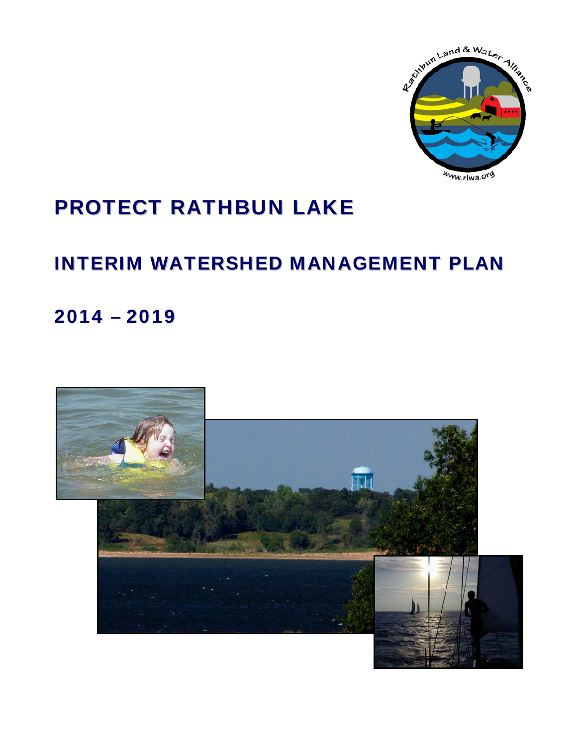# PROTECT RATHBUN LAKE

## INTERIM WATERSHED MANAGEMENT PLAN

## 2014 – 2019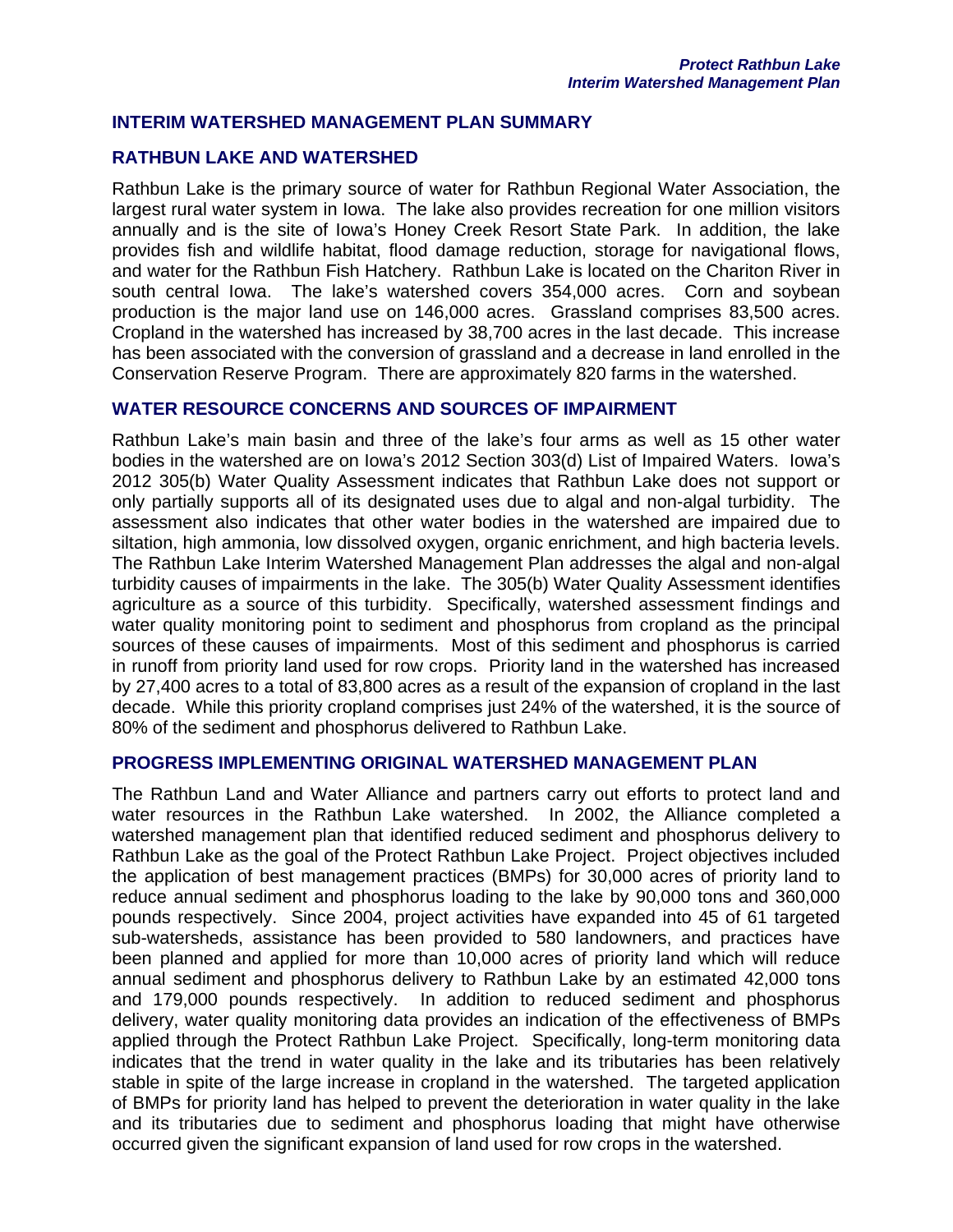## INTERIM WATERSHED MANAGEMENT PLAN SUMMARY

## RATHBUN LAKE AND WATERSHED

Rathbun Lake is the primary source of water for Rathbun Regional Water Association, the largest rural water system in Iowa. The lake also provides recreation for one million visitors annually and is the site of Iowa's Honey Creek Resort State Park. In addition, the lake provides fish and wildlife habitat, flood damage reduction, storage for navigational flows, and water for the Rathbun Fish Hatchery. Rathbun Lake is located on the Chariton River in south central Iowa. The lake's watershed covers 354,000 acres. Corn and soybean production is the major land use on 146,000 acres. Grassland comprises 83,500 acres. Cropland in the watershed has increased by 38,700 acres in the last decade. This increase has been associated with the conversion of grassland and a decrease in land enrolled in the Conservation Reserve Program. There are approximately 820 farms in the watershed.

## WATER RESOURCE CONCERNS AND SOURCES OF IMPAIRMENT

Rathbun Lake's main basin and three of the lake's four arms as well as 15 other water bodies in the watershed are on Iowa's 2012 Section 303(d) List of Impaired Waters. Iowa's 2012 305(b) Water Quality Assessment indicates that Rathbun Lake does not support or only partially supports all of its designated uses due to algal and non-algal turbidity. The assessment also indicates that other water bodies in the watershed are impaired due to siltation, high ammonia, low dissolved oxygen, organic enrichment, and high bacteria levels. The Rathbun Lake Interim Watershed Management Plan addresses the algal and non-algal turbidity causes of impairments in the lake. The 305(b) Water Quality Assessment identifies agriculture as a source of this turbidity. Specifically, watershed assessment findings and water quality monitoring point to sediment and phosphorus from cropland as the principal sources of these causes of impairments. Most of this sediment and phosphorus is carried in runoff from priority land used for row crops. Priority land in the watershed has increased by 27,400 acres to a total of 83,800 acres as a result of the expansion of cropland in the last decade. While this priority cropland comprises just 24% of the watershed, it is the source of 80% of the sediment and phosphorus delivered to Rathbun Lake.

## PROGRESS IMPLEMENTING ORIGINAL WATERSHED MANAGEMENT PLAN

The Rathbun Land and Water Alliance and partners carry out efforts to protect land and water resources in the Rathbun Lake watershed. In 2002, the Alliance completed a watershed management plan that identified reduced sediment and phosphorus delivery to Rathbun Lake as the goal of the Protect Rathbun Lake Project. Project objectives included the application of best management practices (BMPs) for 30,000 acres of priority land to reduce annual sediment and phosphorus loading to the lake by 90,000 tons and 360,000 pounds respectively. Since 2004, project activities have expanded into 45 of 61 targeted sub-watersheds, assistance has been provided to 580 landowners, and practices have been planned and applied for more than 10,000 acres of priority land which will reduce annual sediment and phosphorus delivery to Rathbun Lake by an estimated 42,000 tons and 179,000 pounds respectively. In addition to reduced sediment and phosphorus delivery, water quality monitoring data provides an indication of the effectiveness of BMPs applied through the Protect Rathbun Lake Project. Specifically, long-term monitoring data indicates that the trend in water quality in the lake and its tributaries has been relatively stable in spite of the large increase in cropland in the watershed. The targeted application of BMPs for priority land has helped to prevent the deterioration in water quality in the lake and its tributaries due to sediment and phosphorus loading that might have otherwise occurred given the significant expansion of land used for row crops in the watershed.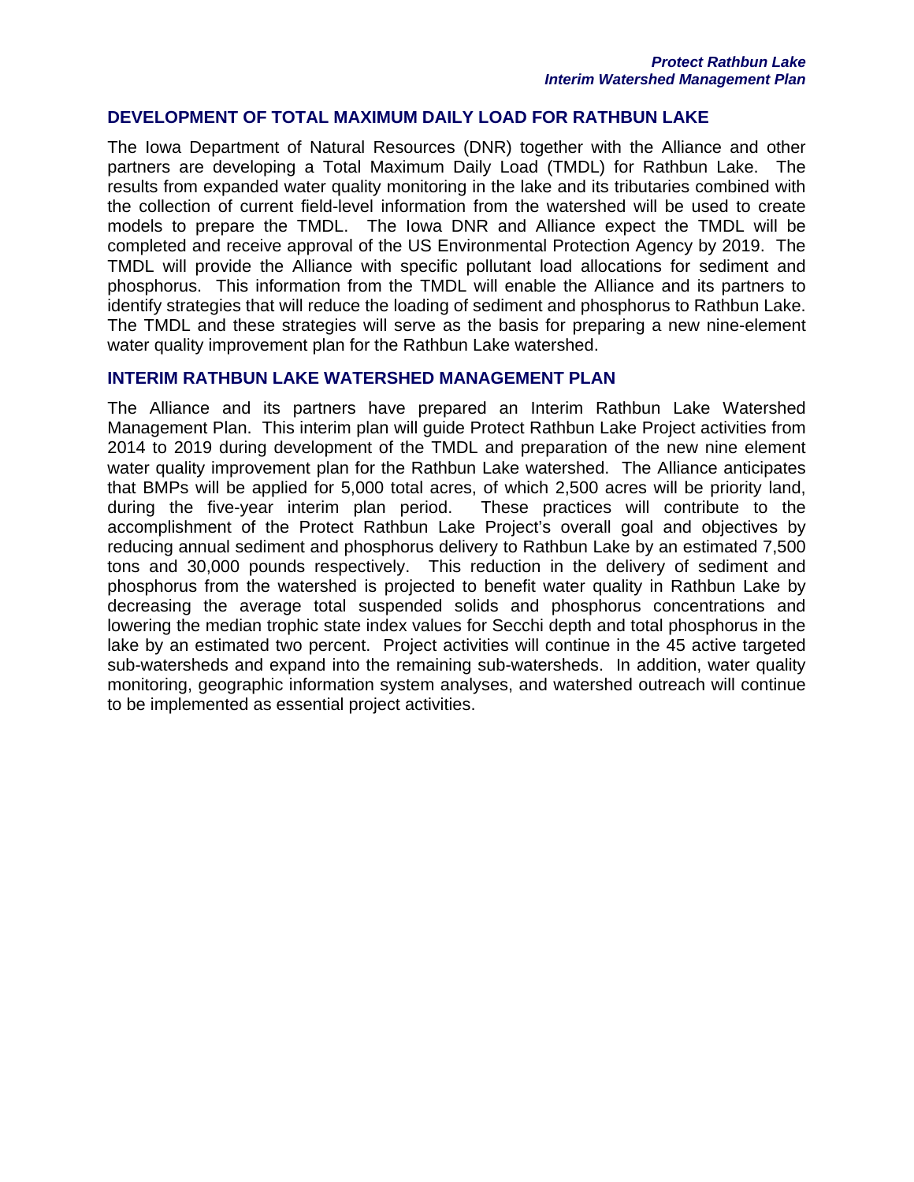## DEVELOPMENT OF TOTAL MAXIMUM DAILY LOAD FOR RATHBUN LAKE

The Iowa Department of Natural Resources (DNR) together with the Alliance and other partners are developing a Total Maximum Daily Load (TMDL) for Rathbun Lake. The results from expanded water quality monitoring in the lake and its tributaries combined with the collection of current field-level information from the watershed will be used to create models to prepare the TMDL. The Iowa DNR and Alliance expect the TMDL will be completed and receive approval of the US Environmental Protection Agency by 2019. The TMDL will provide the Alliance with specific pollutant load allocations for sediment and phosphorus. This information from the TMDL will enable the Alliance and its partners to identify strategies that will reduce the loading of sediment and phosphorus to Rathbun Lake. The TMDL and these strategies will serve as the basis for preparing a new nine-element water quality improvement plan for the Rathbun Lake watershed.

## INTERIM RATHBUN LAKE WATERSHED MANAGEMENT PLAN

The Alliance and its partners have prepared an Interim Rathbun Lake Watershed Management Plan. This interim plan will guide Protect Rathbun Lake Project activities from 2014 to 2019 during development of the TMDL and preparation of the new nine element water quality improvement plan for the Rathbun Lake watershed. The Alliance anticipates that BMPs will be applied for 5,000 total acres, of which 2,500 acres will be priority land, during the five-year interim plan period. These practices will contribute to the accomplishment of the Protect Rathbun Lake Project's overall goal and objectives by reducing annual sediment and phosphorus delivery to Rathbun Lake by an estimated 7,500 tons and 30,000 pounds respectively. This reduction in the delivery of sediment and phosphorus from the watershed is projected to benefit water quality in Rathbun Lake by decreasing the average total suspended solids and phosphorus concentrations and lowering the median trophic state index values for Secchi depth and total phosphorus in the lake by an estimated two percent. Project activities will continue in the 45 active targeted sub-watersheds and expand into the remaining sub-watersheds. In addition, water quality monitoring, geographic information system analyses, and watershed outreach will continue to be implemented as essential project activities.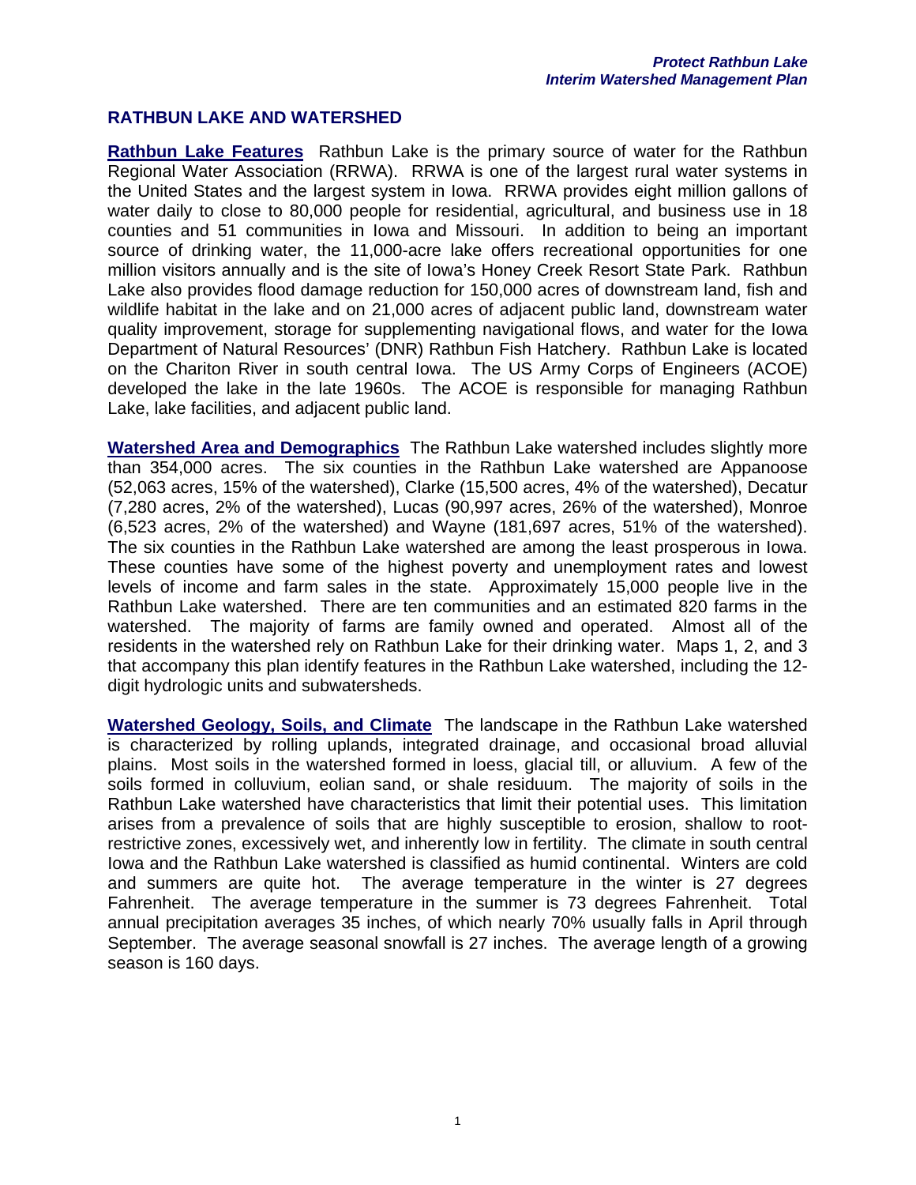## RATHBUN LAKE AND WATERSHED

**Rathbun Lake Features** Rathbun Lake is the primary source of water for the Rathbun Regional Water Association (RRWA). RRWA is one of the largest rural water systems in the United States and the largest system in Iowa. RRWA provides eight million gallons of water daily to close to 80,000 people for residential, agricultural, and business use in 18 counties and 51 communities in Iowa and Missouri. In addition to being an important source of drinking water, the 11,000-acre lake offers recreational opportunities for one million visitors annually and is the site of Iowa's Honey Creek Resort State Park. Rathbun Lake also provides flood damage reduction for 150,000 acres of downstream land, fish and wildlife habitat in the lake and on 21,000 acres of adjacent public land, downstream water quality improvement, storage for supplementing navigational flows, and water for the Iowa Department of Natural Resources' (DNR) Rathbun Fish Hatchery. Rathbun Lake is located on the Chariton River in south central Iowa. The US Army Corps of Engineers (ACOE) developed the lake in the late 1960s. The ACOE is responsible for managing Rathbun Lake, lake facilities, and adjacent public land.

**Watershed Area and Demographics** The Rathbun Lake watershed includes slightly more than 354,000 acres. The six counties in the Rathbun Lake watershed are Appanoose (52,063 acres, 15% of the watershed), Clarke (15,500 acres, 4% of the watershed), Decatur (7,280 acres, 2% of the watershed), Lucas (90,997 acres, 26% of the watershed), Monroe (6,523 acres, 2% of the watershed) and Wayne (181,697 acres, 51% of the watershed). The six counties in the Rathbun Lake watershed are among the least prosperous in Iowa. These counties have some of the highest poverty and unemployment rates and lowest levels of income and farm sales in the state. Approximately 15,000 people live in the Rathbun Lake watershed. There are ten communities and an estimated 820 farms in the watershed. The majority of farms are family owned and operated. Almost all of the residents in the watershed rely on Rathbun Lake for their drinking water. Maps 1, 2, and 3 that accompany this plan identify features in the Rathbun Lake watershed, including the 12-digit hydrologic units and subwatersheds.

**Watershed Geology, Soils, and Climate** The landscape in the Rathbun Lake watershed is characterized by rolling uplands, integrated drainage, and occasional broad alluvial plains. Most soils in the watershed formed in loess, glacial till, or alluvium. A few of the soils formed in colluvium, eolian sand, or shale residuum. The majority of soils in the Rathbun Lake watershed have characteristics that limit their potential uses. This limitation arises from a prevalence of soils that are highly susceptible to erosion, shallow to root-restrictive zones, excessively wet, and inherently low in fertility. The climate in south central Iowa and the Rathbun Lake watershed is classified as humid continental. Winters are cold and summers are quite hot. The average temperature in the winter is 27 degrees Fahrenheit. The average temperature in the summer is 73 degrees Fahrenheit. Total annual precipitation averages 35 inches, of which nearly 70% usually falls in April through September. The average seasonal snowfall is 27 inches. The average length of a growing season is 160 days.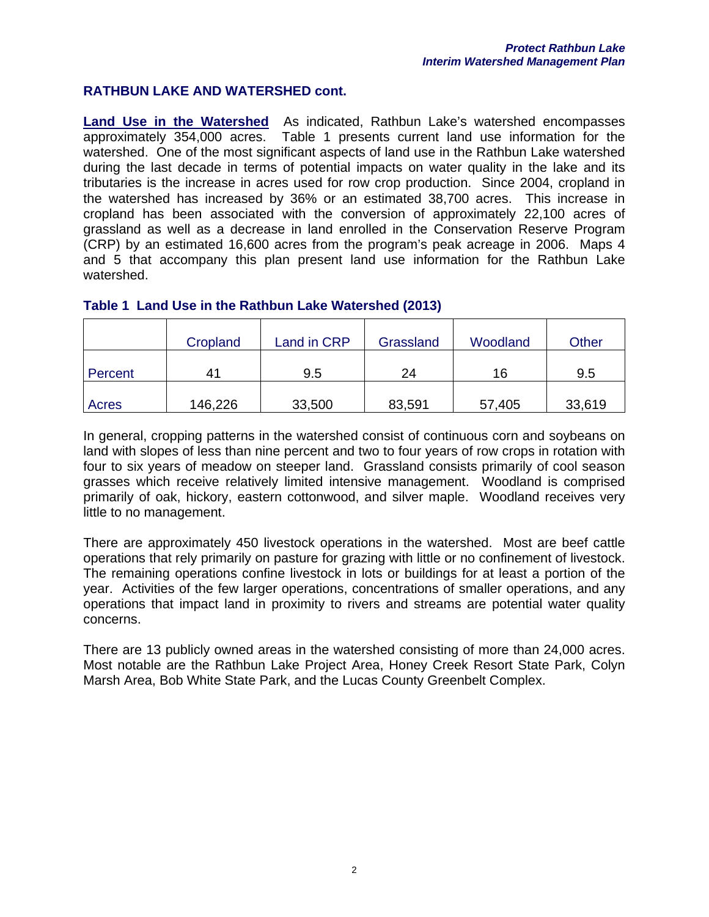## RATHBUN LAKE AND WATERSHED cont.

**Land Use in the Watershed** As indicated, Rathbun Lake's watershed encompasses approximately 354,000 acres. Table 1 presents current land use information for the watershed. One of the most significant aspects of land use in the Rathbun Lake watershed during the last decade in terms of potential impacts on water quality in the lake and its tributaries is the increase in acres used for row crop production. Since 2004, cropland in the watershed has increased by 36% or an estimated 38,700 acres. This increase in cropland has been associated with the conversion of approximately 22,100 acres of grassland as well as a decrease in land enrolled in the Conservation Reserve Program (CRP) by an estimated 16,600 acres from the program's peak acreage in 2006. Maps 4 and 5 that accompany this plan present land use information for the Rathbun Lake watershed.

**Table 1 Land Use in the Rathbun Lake Watershed (2013)**

| | Cropland | Land in CRP | Grassland | Woodland | Other |
|---|---|---|---|---|---|
| Percent | 41 | 9.5 | 24 | 16 | 9.5 |
| Acres | 146,226 | 33,500 | 83,591 | 57,405 | 33,619 |

In general, cropping patterns in the watershed consist of continuous corn and soybeans on land with slopes of less than nine percent and two to four years of row crops in rotation with four to six years of meadow on steeper land. Grassland consists primarily of cool season grasses which receive relatively limited intensive management. Woodland is comprised primarily of oak, hickory, eastern cottonwood, and silver maple. Woodland receives very little to no management.

There are approximately 450 livestock operations in the watershed. Most are beef cattle operations that rely primarily on pasture for grazing with little or no confinement of livestock. The remaining operations confine livestock in lots or buildings for at least a portion of the year. Activities of the few larger operations, concentrations of smaller operations, and any operations that impact land in proximity to rivers and streams are potential water quality concerns.

There are 13 publicly owned areas in the watershed consisting of more than 24,000 acres. Most notable are the Rathbun Lake Project Area, Honey Creek Resort State Park, Colyn Marsh Area, Bob White State Park, and the Lucas County Greenbelt Complex.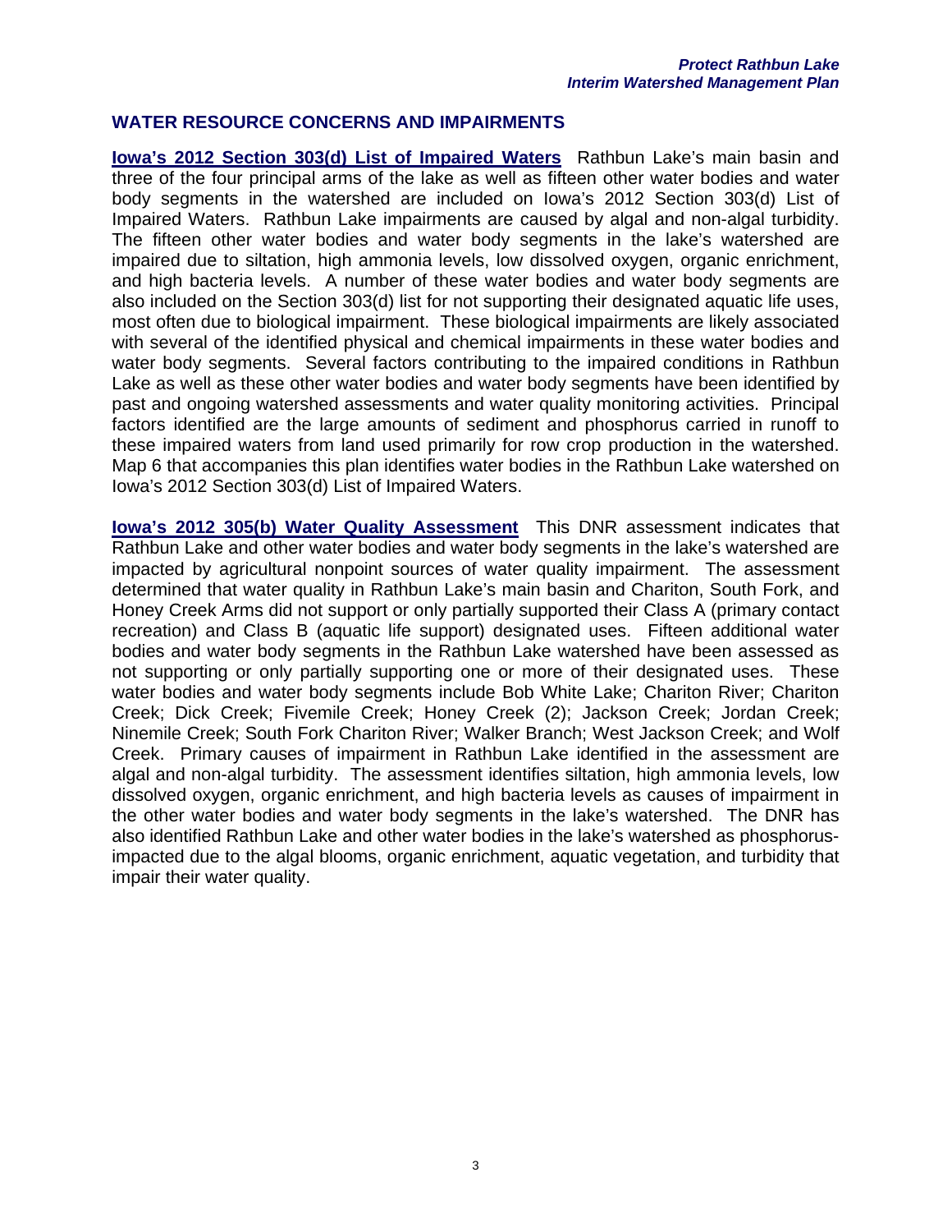## WATER RESOURCE CONCERNS AND IMPAIRMENTS

**Iowa's 2012 Section 303(d) List of Impaired Waters** Rathbun Lake's main basin and three of the four principal arms of the lake as well as fifteen other water bodies and water body segments in the watershed are included on Iowa's 2012 Section 303(d) List of Impaired Waters. Rathbun Lake impairments are caused by algal and non-algal turbidity. The fifteen other water bodies and water body segments in the lake's watershed are impaired due to siltation, high ammonia levels, low dissolved oxygen, organic enrichment, and high bacteria levels. A number of these water bodies and water body segments are also included on the Section 303(d) list for not supporting their designated aquatic life uses, most often due to biological impairment. These biological impairments are likely associated with several of the identified physical and chemical impairments in these water bodies and water body segments. Several factors contributing to the impaired conditions in Rathbun Lake as well as these other water bodies and water body segments have been identified by past and ongoing watershed assessments and water quality monitoring activities. Principal factors identified are the large amounts of sediment and phosphorus carried in runoff to these impaired waters from land used primarily for row crop production in the watershed. Map 6 that accompanies this plan identifies water bodies in the Rathbun Lake watershed on Iowa's 2012 Section 303(d) List of Impaired Waters.

**Iowa's 2012 305(b) Water Quality Assessment** This DNR assessment indicates that Rathbun Lake and other water bodies and water body segments in the lake's watershed are impacted by agricultural nonpoint sources of water quality impairment. The assessment determined that water quality in Rathbun Lake's main basin and Chariton, South Fork, and Honey Creek Arms did not support or only partially supported their Class A (primary contact recreation) and Class B (aquatic life support) designated uses. Fifteen additional water bodies and water body segments in the Rathbun Lake watershed have been assessed as not supporting or only partially supporting one or more of their designated uses. These water bodies and water body segments include Bob White Lake; Chariton River; Chariton Creek; Dick Creek; Fivemile Creek; Honey Creek (2); Jackson Creek; Jordan Creek; Ninemile Creek; South Fork Chariton River; Walker Branch; West Jackson Creek; and Wolf Creek. Primary causes of impairment in Rathbun Lake identified in the assessment are algal and non-algal turbidity. The assessment identifies siltation, high ammonia levels, low dissolved oxygen, organic enrichment, and high bacteria levels as causes of impairment in the other water bodies and water body segments in the lake's watershed. The DNR has also identified Rathbun Lake and other water bodies in the lake's watershed as phosphorus-impacted due to the algal blooms, organic enrichment, aquatic vegetation, and turbidity that impair their water quality.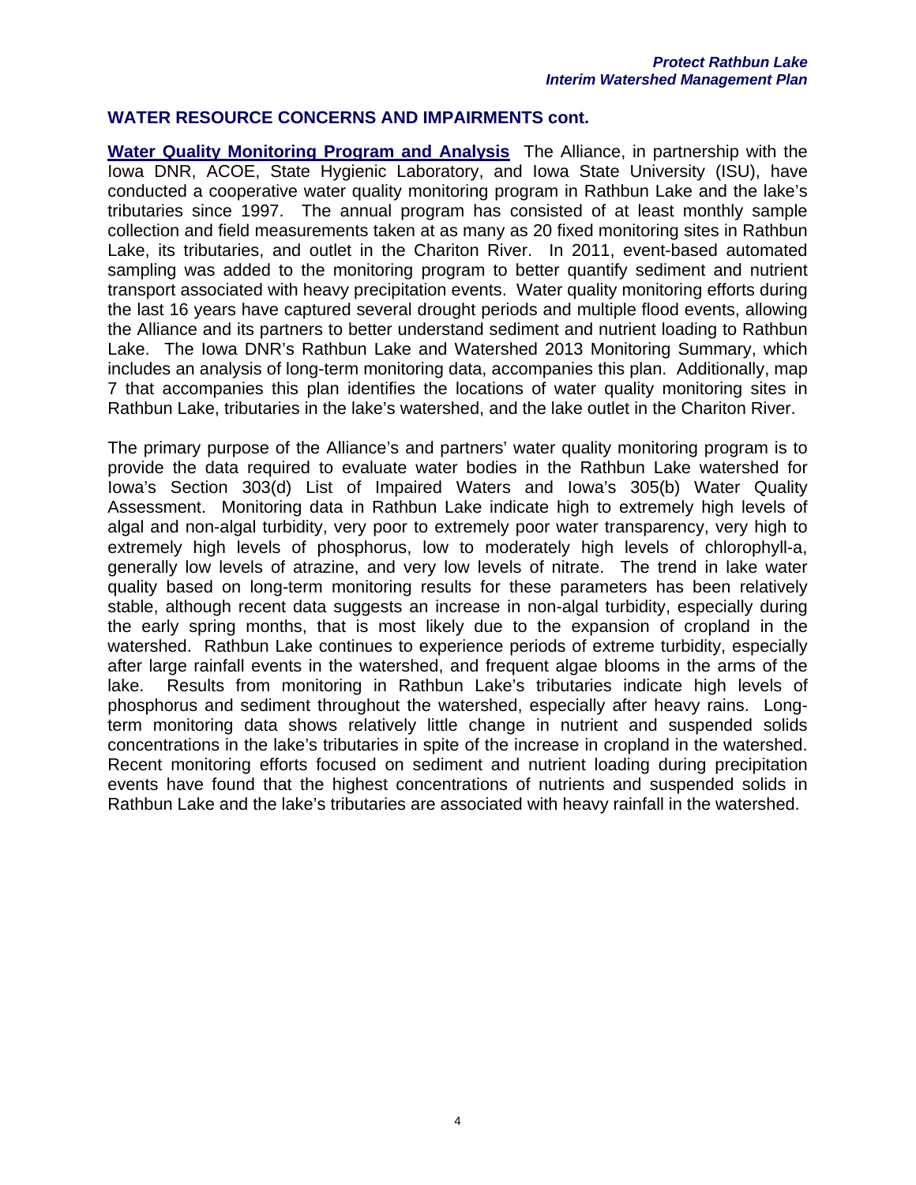## WATER RESOURCE CONCERNS AND IMPAIRMENTS cont.

**Water Quality Monitoring Program and Analysis** The Alliance, in partnership with the Iowa DNR, ACOE, State Hygienic Laboratory, and Iowa State University (ISU), have conducted a cooperative water quality monitoring program in Rathbun Lake and the lake's tributaries since 1997. The annual program has consisted of at least monthly sample collection and field measurements taken at as many as 20 fixed monitoring sites in Rathbun Lake, its tributaries, and outlet in the Chariton River. In 2011, event-based automated sampling was added to the monitoring program to better quantify sediment and nutrient transport associated with heavy precipitation events. Water quality monitoring efforts during the last 16 years have captured several drought periods and multiple flood events, allowing the Alliance and its partners to better understand sediment and nutrient loading to Rathbun Lake. The Iowa DNR's Rathbun Lake and Watershed 2013 Monitoring Summary, which includes an analysis of long-term monitoring data, accompanies this plan. Additionally, map 7 that accompanies this plan identifies the locations of water quality monitoring sites in Rathbun Lake, tributaries in the lake's watershed, and the lake outlet in the Chariton River.

The primary purpose of the Alliance's and partners' water quality monitoring program is to provide the data required to evaluate water bodies in the Rathbun Lake watershed for Iowa's Section 303(d) List of Impaired Waters and Iowa's 305(b) Water Quality Assessment. Monitoring data in Rathbun Lake indicate high to extremely high levels of algal and non-algal turbidity, very poor to extremely poor water transparency, very high to extremely high levels of phosphorus, low to moderately high levels of chlorophyll-a, generally low levels of atrazine, and very low levels of nitrate. The trend in lake water quality based on long-term monitoring results for these parameters has been relatively stable, although recent data suggests an increase in non-algal turbidity, especially during the early spring months, that is most likely due to the expansion of cropland in the watershed. Rathbun Lake continues to experience periods of extreme turbidity, especially after large rainfall events in the watershed, and frequent algae blooms in the arms of the lake. Results from monitoring in Rathbun Lake's tributaries indicate high levels of phosphorus and sediment throughout the watershed, especially after heavy rains. Long-term monitoring data shows relatively little change in nutrient and suspended solids concentrations in the lake's tributaries in spite of the increase in cropland in the watershed. Recent monitoring efforts focused on sediment and nutrient loading during precipitation events have found that the highest concentrations of nutrients and suspended solids in Rathbun Lake and the lake's tributaries are associated with heavy rainfall in the watershed.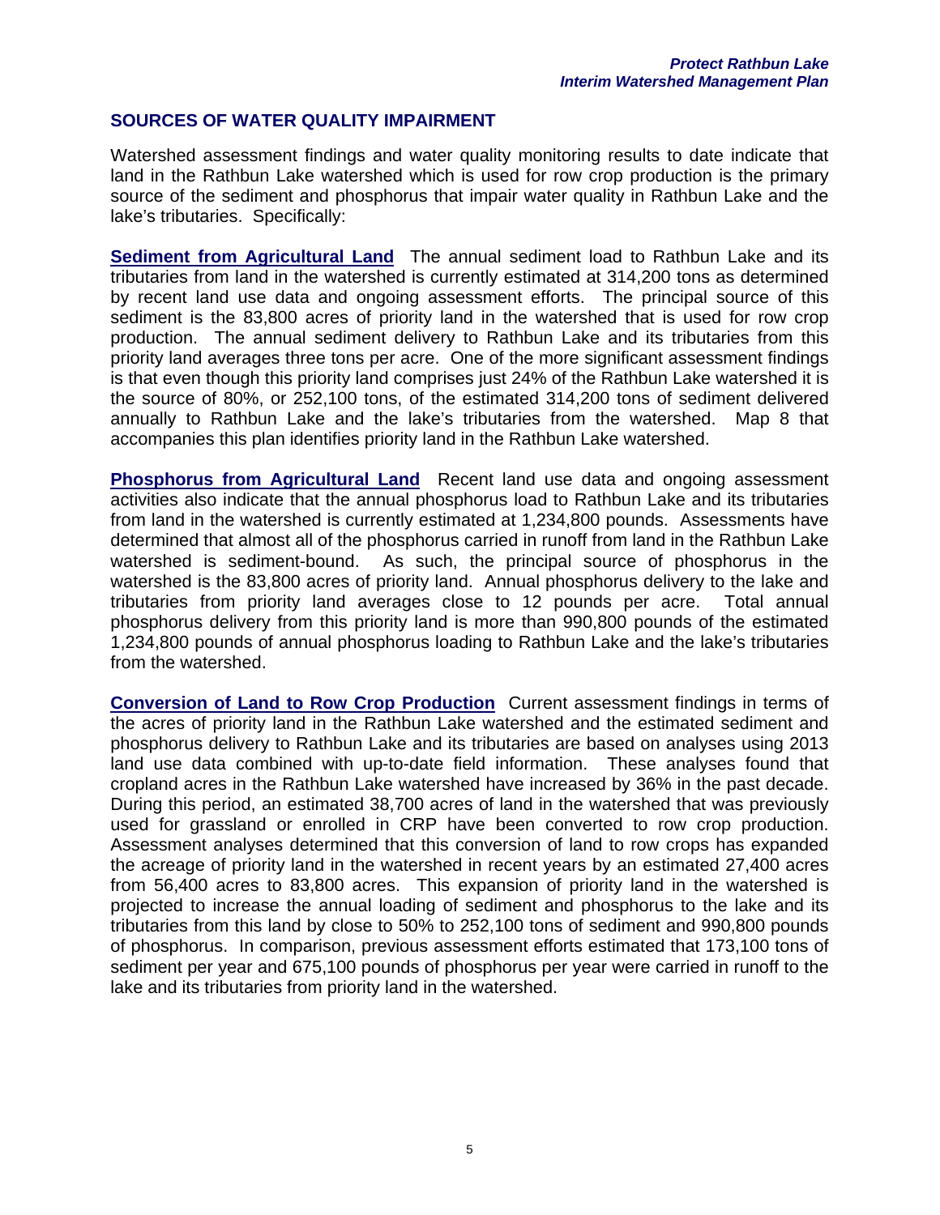## SOURCES OF WATER QUALITY IMPAIRMENT

Watershed assessment findings and water quality monitoring results to date indicate that land in the Rathbun Lake watershed which is used for row crop production is the primary source of the sediment and phosphorus that impair water quality in Rathbun Lake and the lake's tributaries. Specifically:

**Sediment from Agricultural Land** The annual sediment load to Rathbun Lake and its tributaries from land in the watershed is currently estimated at 314,200 tons as determined by recent land use data and ongoing assessment efforts. The principal source of this sediment is the 83,800 acres of priority land in the watershed that is used for row crop production. The annual sediment delivery to Rathbun Lake and its tributaries from this priority land averages three tons per acre. One of the more significant assessment findings is that even though this priority land comprises just 24% of the Rathbun Lake watershed it is the source of 80%, or 252,100 tons, of the estimated 314,200 tons of sediment delivered annually to Rathbun Lake and the lake's tributaries from the watershed. Map 8 that accompanies this plan identifies priority land in the Rathbun Lake watershed.

**Phosphorus from Agricultural Land** Recent land use data and ongoing assessment activities also indicate that the annual phosphorus load to Rathbun Lake and its tributaries from land in the watershed is currently estimated at 1,234,800 pounds. Assessments have determined that almost all of the phosphorus carried in runoff from land in the Rathbun Lake watershed is sediment-bound. As such, the principal source of phosphorus in the watershed is the 83,800 acres of priority land. Annual phosphorus delivery to the lake and tributaries from priority land averages close to 12 pounds per acre. Total annual phosphorus delivery from this priority land is more than 990,800 pounds of the estimated 1,234,800 pounds of annual phosphorus loading to Rathbun Lake and the lake's tributaries from the watershed.

**Conversion of Land to Row Crop Production** Current assessment findings in terms of the acres of priority land in the Rathbun Lake watershed and the estimated sediment and phosphorus delivery to Rathbun Lake and its tributaries are based on analyses using 2013 land use data combined with up-to-date field information. These analyses found that cropland acres in the Rathbun Lake watershed have increased by 36% in the past decade. During this period, an estimated 38,700 acres of land in the watershed that was previously used for grassland or enrolled in CRP have been converted to row crop production. Assessment analyses determined that this conversion of land to row crops has expanded the acreage of priority land in the watershed in recent years by an estimated 27,400 acres from 56,400 acres to 83,800 acres. This expansion of priority land in the watershed is projected to increase the annual loading of sediment and phosphorus to the lake and its tributaries from this land by close to 50% to 252,100 tons of sediment and 990,800 pounds of phosphorus. In comparison, previous assessment efforts estimated that 173,100 tons of sediment per year and 675,100 pounds of phosphorus per year were carried in runoff to the lake and its tributaries from priority land in the watershed.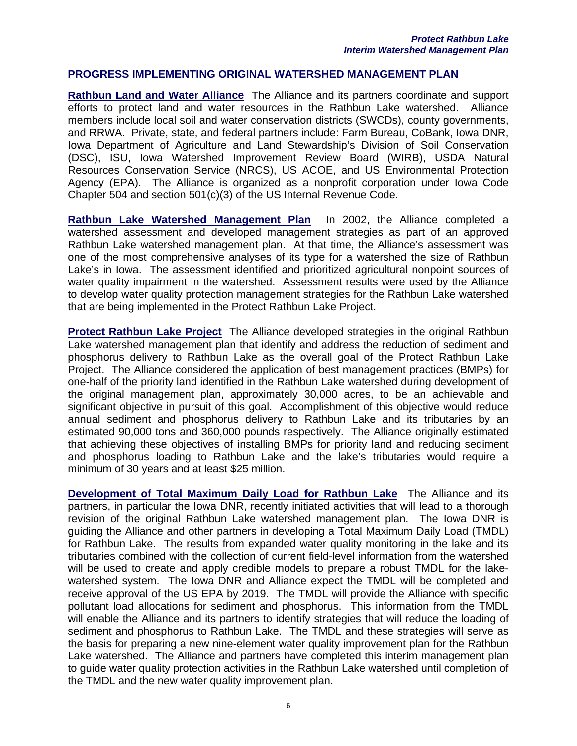## PROGRESS IMPLEMENTING ORIGINAL WATERSHED MANAGEMENT PLAN

**Rathbun Land and Water Alliance** The Alliance and its partners coordinate and support efforts to protect land and water resources in the Rathbun Lake watershed. Alliance members include local soil and water conservation districts (SWCDs), county governments, and RRWA. Private, state, and federal partners include: Farm Bureau, CoBank, Iowa DNR, Iowa Department of Agriculture and Land Stewardship's Division of Soil Conservation (DSC), ISU, Iowa Watershed Improvement Review Board (WIRB), USDA Natural Resources Conservation Service (NRCS), US ACOE, and US Environmental Protection Agency (EPA). The Alliance is organized as a nonprofit corporation under Iowa Code Chapter 504 and section 501(c)(3) of the US Internal Revenue Code.

**Rathbun Lake Watershed Management Plan** In 2002, the Alliance completed a watershed assessment and developed management strategies as part of an approved Rathbun Lake watershed management plan. At that time, the Alliance's assessment was one of the most comprehensive analyses of its type for a watershed the size of Rathbun Lake's in Iowa. The assessment identified and prioritized agricultural nonpoint sources of water quality impairment in the watershed. Assessment results were used by the Alliance to develop water quality protection management strategies for the Rathbun Lake watershed that are being implemented in the Protect Rathbun Lake Project.

**Protect Rathbun Lake Project** The Alliance developed strategies in the original Rathbun Lake watershed management plan that identify and address the reduction of sediment and phosphorus delivery to Rathbun Lake as the overall goal of the Protect Rathbun Lake Project. The Alliance considered the application of best management practices (BMPs) for one-half of the priority land identified in the Rathbun Lake watershed during development of the original management plan, approximately 30,000 acres, to be an achievable and significant objective in pursuit of this goal. Accomplishment of this objective would reduce annual sediment and phosphorus delivery to Rathbun Lake and its tributaries by an estimated 90,000 tons and 360,000 pounds respectively. The Alliance originally estimated that achieving these objectives of installing BMPs for priority land and reducing sediment and phosphorus loading to Rathbun Lake and the lake's tributaries would require a minimum of 30 years and at least $25 million.

**Development of Total Maximum Daily Load for Rathbun Lake** The Alliance and its partners, in particular the Iowa DNR, recently initiated activities that will lead to a thorough revision of the original Rathbun Lake watershed management plan. The Iowa DNR is guiding the Alliance and other partners in developing a Total Maximum Daily Load (TMDL) for Rathbun Lake. The results from expanded water quality monitoring in the lake and its tributaries combined with the collection of current field-level information from the watershed will be used to create and apply credible models to prepare a robust TMDL for the lake-watershed system. The Iowa DNR and Alliance expect the TMDL will be completed and receive approval of the US EPA by 2019. The TMDL will provide the Alliance with specific pollutant load allocations for sediment and phosphorus. This information from the TMDL will enable the Alliance and its partners to identify strategies that will reduce the loading of sediment and phosphorus to Rathbun Lake. The TMDL and these strategies will serve as the basis for preparing a new nine-element water quality improvement plan for the Rathbun Lake watershed. The Alliance and partners have completed this interim management plan to guide water quality protection activities in the Rathbun Lake watershed until completion of the TMDL and the new water quality improvement plan.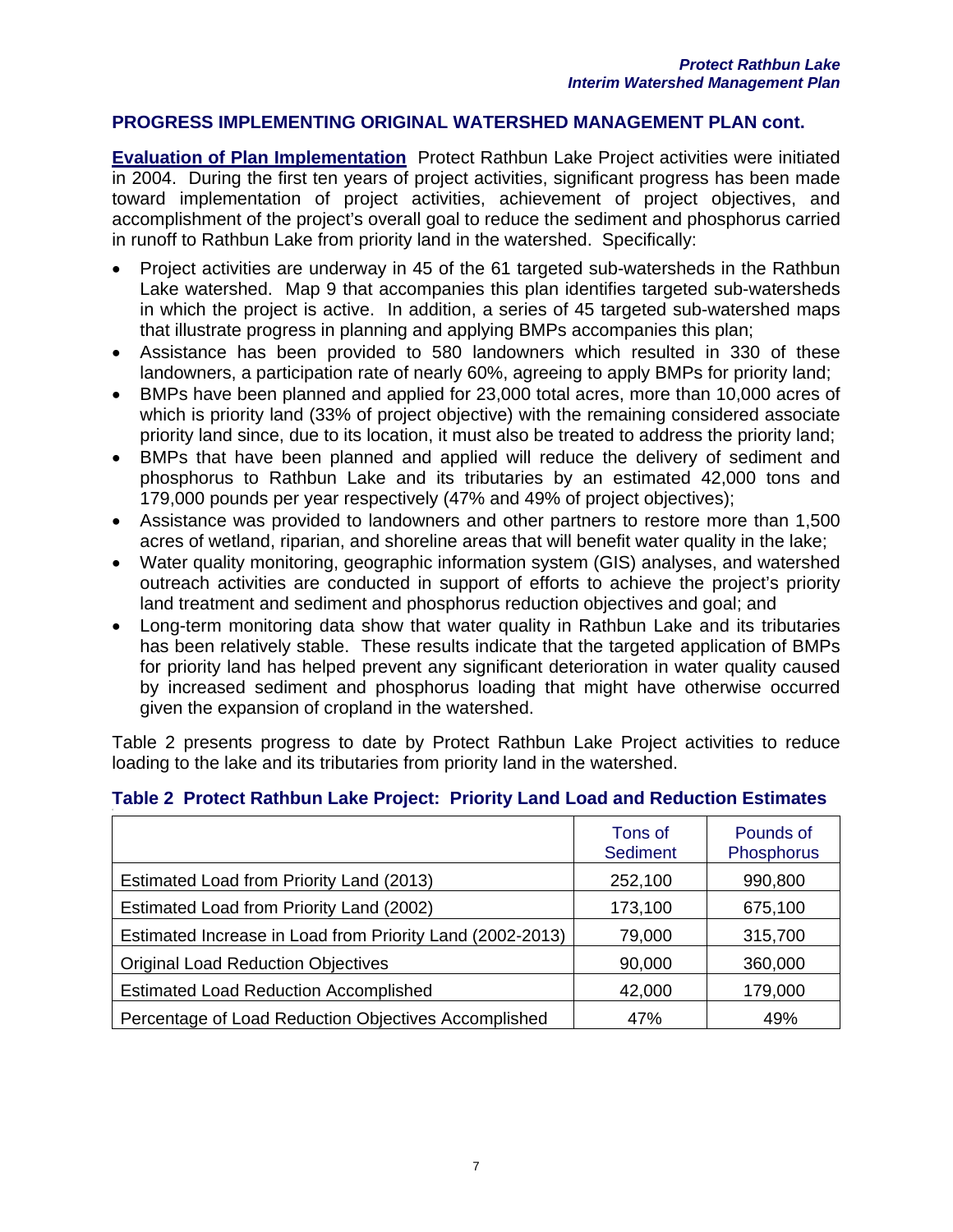## PROGRESS IMPLEMENTING ORIGINAL WATERSHED MANAGEMENT PLAN cont.

**Evaluation of Plan Implementation** Protect Rathbun Lake Project activities were initiated in 2004. During the first ten years of project activities, significant progress has been made toward implementation of project activities, achievement of project objectives, and accomplishment of the project's overall goal to reduce the sediment and phosphorus carried in runoff to Rathbun Lake from priority land in the watershed. Specifically:

- Project activities are underway in 45 of the 61 targeted sub-watersheds in the Rathbun Lake watershed. Map 9 that accompanies this plan identifies targeted sub-watersheds in which the project is active. In addition, a series of 45 targeted sub-watershed maps that illustrate progress in planning and applying BMPs accompanies this plan;
- Assistance has been provided to 580 landowners which resulted in 330 of these landowners, a participation rate of nearly 60%, agreeing to apply BMPs for priority land;
- BMPs have been planned and applied for 23,000 total acres, more than 10,000 acres of which is priority land (33% of project objective) with the remaining considered associate priority land since, due to its location, it must also be treated to address the priority land;
- BMPs that have been planned and applied will reduce the delivery of sediment and phosphorus to Rathbun Lake and its tributaries by an estimated 42,000 tons and 179,000 pounds per year respectively (47% and 49% of project objectives);
- Assistance was provided to landowners and other partners to restore more than 1,500 acres of wetland, riparian, and shoreline areas that will benefit water quality in the lake;
- Water quality monitoring, geographic information system (GIS) analyses, and watershed outreach activities are conducted in support of efforts to achieve the project's priority land treatment and sediment and phosphorus reduction objectives and goal; and
- Long-term monitoring data show that water quality in Rathbun Lake and its tributaries has been relatively stable. These results indicate that the targeted application of BMPs for priority land has helped prevent any significant deterioration in water quality caused by increased sediment and phosphorus loading that might have otherwise occurred given the expansion of cropland in the watershed.

Table 2 presents progress to date by Protect Rathbun Lake Project activities to reduce loading to the lake and its tributaries from priority land in the watershed.

### Table 2 Protect Rathbun Lake Project: Priority Land Load and Reduction Estimates

| | Tons of Sediment | Pounds of Phosphorus |
|---|---|---|
| Estimated Load from Priority Land (2013) | 252,100 | 990,800 |
| Estimated Load from Priority Land (2002) | 173,100 | 675,100 |
| Estimated Increase in Load from Priority Land (2002-2013) | 79,000 | 315,700 |
| Original Load Reduction Objectives | 90,000 | 360,000 |
| Estimated Load Reduction Accomplished | 42,000 | 179,000 |
| Percentage of Load Reduction Objectives Accomplished | 47% | 49% |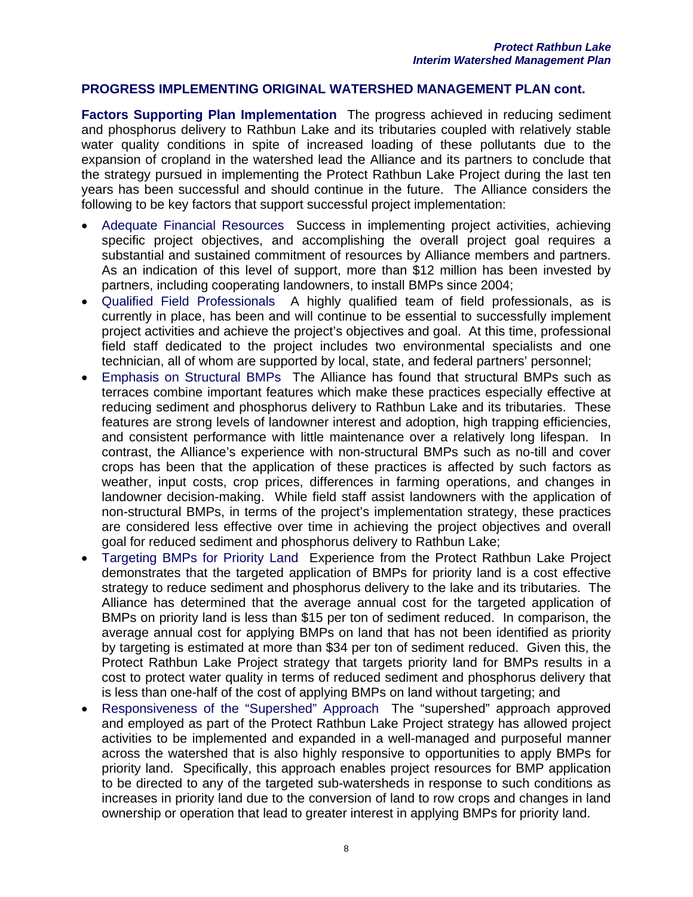## PROGRESS IMPLEMENTING ORIGINAL WATERSHED MANAGEMENT PLAN cont.

**Factors Supporting Plan Implementation** The progress achieved in reducing sediment and phosphorus delivery to Rathbun Lake and its tributaries coupled with relatively stable water quality conditions in spite of increased loading of these pollutants due to the expansion of cropland in the watershed lead the Alliance and its partners to conclude that the strategy pursued in implementing the Protect Rathbun Lake Project during the last ten years has been successful and should continue in the future. The Alliance considers the following to be key factors that support successful project implementation:

- Adequate Financial Resources Success in implementing project activities, achieving specific project objectives, and accomplishing the overall project goal requires a substantial and sustained commitment of resources by Alliance members and partners. As an indication of this level of support, more than $12 million has been invested by partners, including cooperating landowners, to install BMPs since 2004;
- Qualified Field Professionals A highly qualified team of field professionals, as is currently in place, has been and will continue to be essential to successfully implement project activities and achieve the project's objectives and goal. At this time, professional field staff dedicated to the project includes two environmental specialists and one technician, all of whom are supported by local, state, and federal partners' personnel;
- Emphasis on Structural BMPs The Alliance has found that structural BMPs such as terraces combine important features which make these practices especially effective at reducing sediment and phosphorus delivery to Rathbun Lake and its tributaries. These features are strong levels of landowner interest and adoption, high trapping efficiencies, and consistent performance with little maintenance over a relatively long lifespan. In contrast, the Alliance's experience with non-structural BMPs such as no-till and cover crops has been that the application of these practices is affected by such factors as weather, input costs, crop prices, differences in farming operations, and changes in landowner decision-making. While field staff assist landowners with the application of non-structural BMPs, in terms of the project's implementation strategy, these practices are considered less effective over time in achieving the project objectives and overall goal for reduced sediment and phosphorus delivery to Rathbun Lake;
- Targeting BMPs for Priority Land Experience from the Protect Rathbun Lake Project demonstrates that the targeted application of BMPs for priority land is a cost effective strategy to reduce sediment and phosphorus delivery to the lake and its tributaries. The Alliance has determined that the average annual cost for the targeted application of BMPs on priority land is less than $15 per ton of sediment reduced. In comparison, the average annual cost for applying BMPs on land that has not been identified as priority by targeting is estimated at more than $34 per ton of sediment reduced. Given this, the Protect Rathbun Lake Project strategy that targets priority land for BMPs results in a cost to protect water quality in terms of reduced sediment and phosphorus delivery that is less than one-half of the cost of applying BMPs on land without targeting; and
- Responsiveness of the "Supershed" Approach The "supershed" approach approved and employed as part of the Protect Rathbun Lake Project strategy has allowed project activities to be implemented and expanded in a well-managed and purposeful manner across the watershed that is also highly responsive to opportunities to apply BMPs for priority land. Specifically, this approach enables project resources for BMP application to be directed to any of the targeted sub-watersheds in response to such conditions as increases in priority land due to the conversion of land to row crops and changes in land ownership or operation that lead to greater interest in applying BMPs for priority land.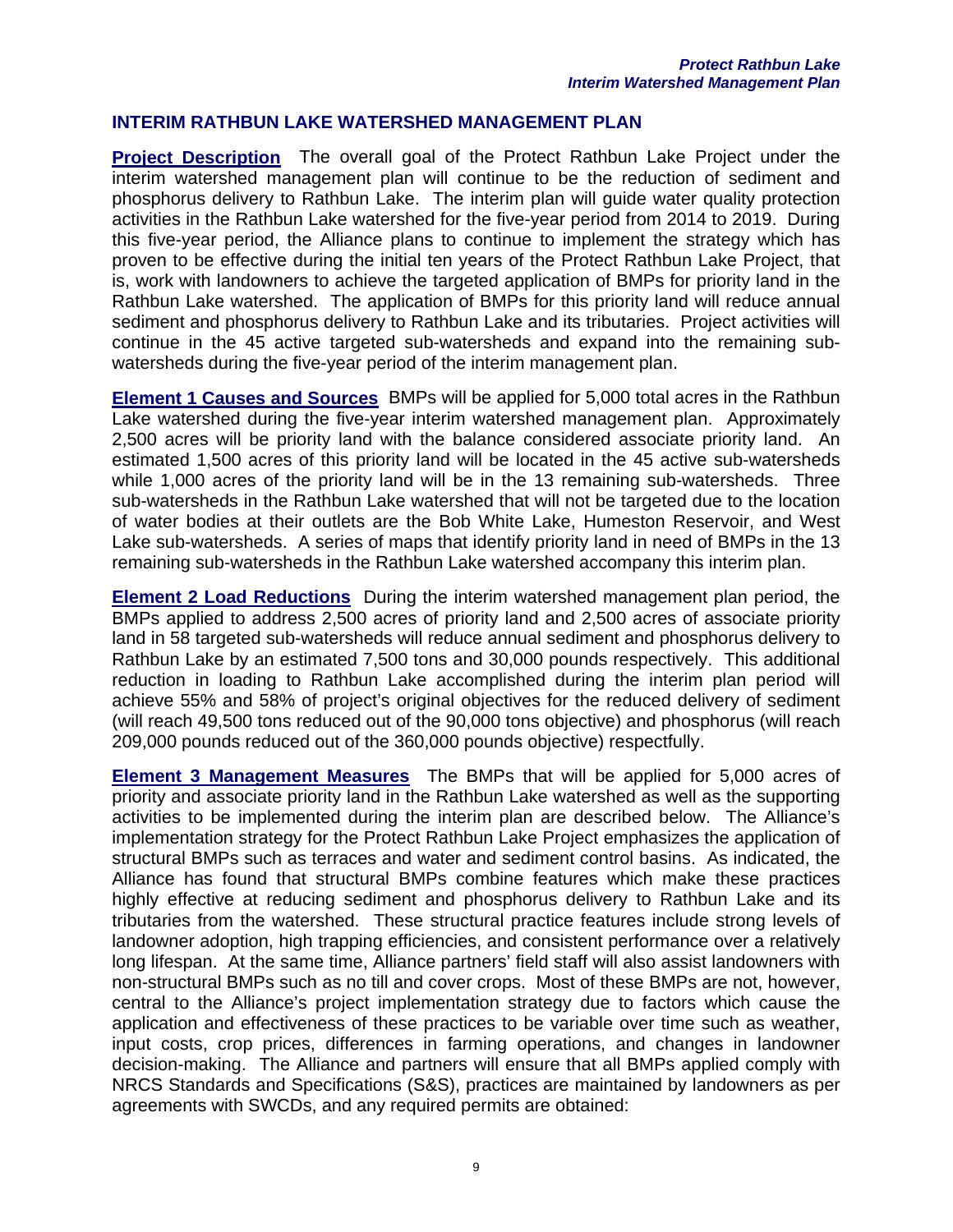## INTERIM RATHBUN LAKE WATERSHED MANAGEMENT PLAN

**Project Description** The overall goal of the Protect Rathbun Lake Project under the interim watershed management plan will continue to be the reduction of sediment and phosphorus delivery to Rathbun Lake. The interim plan will guide water quality protection activities in the Rathbun Lake watershed for the five-year period from 2014 to 2019. During this five-year period, the Alliance plans to continue to implement the strategy which has proven to be effective during the initial ten years of the Protect Rathbun Lake Project, that is, work with landowners to achieve the targeted application of BMPs for priority land in the Rathbun Lake watershed. The application of BMPs for this priority land will reduce annual sediment and phosphorus delivery to Rathbun Lake and its tributaries. Project activities will continue in the 45 active targeted sub-watersheds and expand into the remaining sub-watersheds during the five-year period of the interim management plan.

**Element 1 Causes and Sources** BMPs will be applied for 5,000 total acres in the Rathbun Lake watershed during the five-year interim watershed management plan. Approximately 2,500 acres will be priority land with the balance considered associate priority land. An estimated 1,500 acres of this priority land will be located in the 45 active sub-watersheds while 1,000 acres of the priority land will be in the 13 remaining sub-watersheds. Three sub-watersheds in the Rathbun Lake watershed that will not be targeted due to the location of water bodies at their outlets are the Bob White Lake, Humeston Reservoir, and West Lake sub-watersheds. A series of maps that identify priority land in need of BMPs in the 13 remaining sub-watersheds in the Rathbun Lake watershed accompany this interim plan.

**Element 2 Load Reductions** During the interim watershed management plan period, the BMPs applied to address 2,500 acres of priority land and 2,500 acres of associate priority land in 58 targeted sub-watersheds will reduce annual sediment and phosphorus delivery to Rathbun Lake by an estimated 7,500 tons and 30,000 pounds respectively. This additional reduction in loading to Rathbun Lake accomplished during the interim plan period will achieve 55% and 58% of project's original objectives for the reduced delivery of sediment (will reach 49,500 tons reduced out of the 90,000 tons objective) and phosphorus (will reach 209,000 pounds reduced out of the 360,000 pounds objective) respectfully.

**Element 3 Management Measures** The BMPs that will be applied for 5,000 acres of priority and associate priority land in the Rathbun Lake watershed as well as the supporting activities to be implemented during the interim plan are described below. The Alliance's implementation strategy for the Protect Rathbun Lake Project emphasizes the application of structural BMPs such as terraces and water and sediment control basins. As indicated, the Alliance has found that structural BMPs combine features which make these practices highly effective at reducing sediment and phosphorus delivery to Rathbun Lake and its tributaries from the watershed. These structural practice features include strong levels of landowner adoption, high trapping efficiencies, and consistent performance over a relatively long lifespan. At the same time, Alliance partners' field staff will also assist landowners with non-structural BMPs such as no till and cover crops. Most of these BMPs are not, however, central to the Alliance's project implementation strategy due to factors which cause the application and effectiveness of these practices to be variable over time such as weather, input costs, crop prices, differences in farming operations, and changes in landowner decision-making. The Alliance and partners will ensure that all BMPs applied comply with NRCS Standards and Specifications (S&S), practices are maintained by landowners as per agreements with SWCDs, and any required permits are obtained: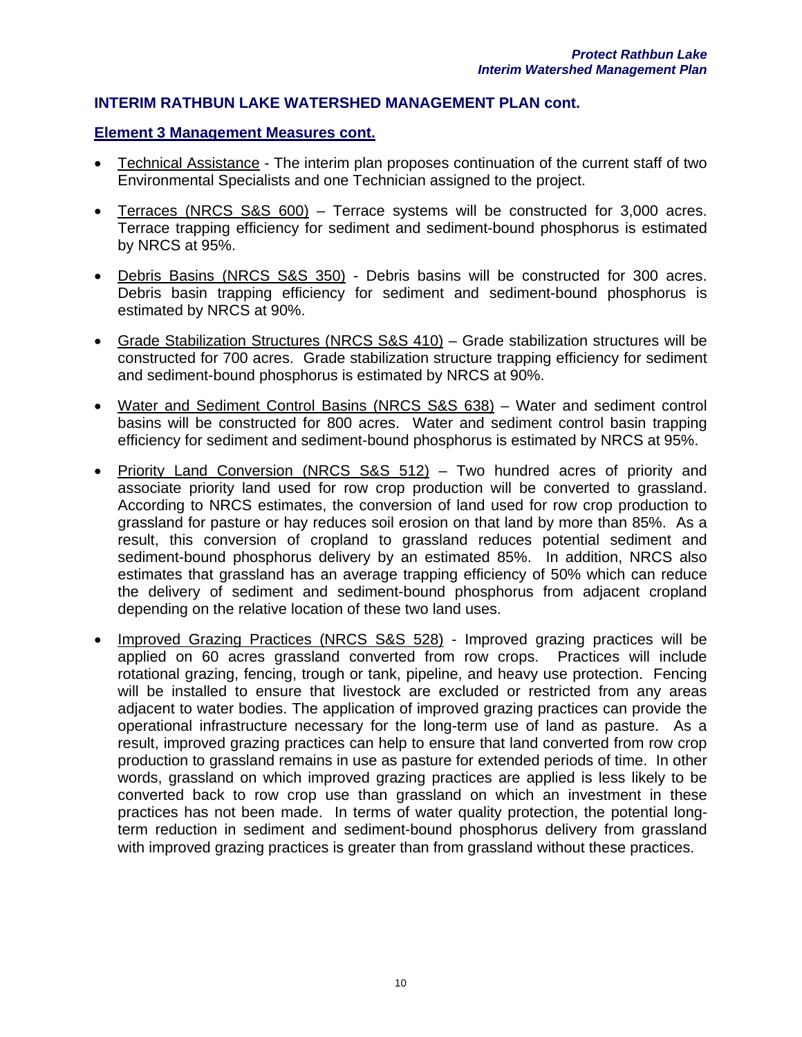## INTERIM RATHBUN LAKE WATERSHED MANAGEMENT PLAN cont.

### Element 3 Management Measures cont.

- Technical Assistance - The interim plan proposes continuation of the current staff of two Environmental Specialists and one Technician assigned to the project.
- Terraces (NRCS S&S 600) – Terrace systems will be constructed for 3,000 acres. Terrace trapping efficiency for sediment and sediment-bound phosphorus is estimated by NRCS at 95%.
- Debris Basins (NRCS S&S 350) - Debris basins will be constructed for 300 acres. Debris basin trapping efficiency for sediment and sediment-bound phosphorus is estimated by NRCS at 90%.
- Grade Stabilization Structures (NRCS S&S 410) – Grade stabilization structures will be constructed for 700 acres. Grade stabilization structure trapping efficiency for sediment and sediment-bound phosphorus is estimated by NRCS at 90%.
- Water and Sediment Control Basins (NRCS S&S 638) – Water and sediment control basins will be constructed for 800 acres. Water and sediment control basin trapping efficiency for sediment and sediment-bound phosphorus is estimated by NRCS at 95%.
- Priority Land Conversion (NRCS S&S 512) – Two hundred acres of priority and associate priority land used for row crop production will be converted to grassland. According to NRCS estimates, the conversion of land used for row crop production to grassland for pasture or hay reduces soil erosion on that land by more than 85%. As a result, this conversion of cropland to grassland reduces potential sediment and sediment-bound phosphorus delivery by an estimated 85%. In addition, NRCS also estimates that grassland has an average trapping efficiency of 50% which can reduce the delivery of sediment and sediment-bound phosphorus from adjacent cropland depending on the relative location of these two land uses.
- Improved Grazing Practices (NRCS S&S 528) - Improved grazing practices will be applied on 60 acres grassland converted from row crops. Practices will include rotational grazing, fencing, trough or tank, pipeline, and heavy use protection. Fencing will be installed to ensure that livestock are excluded or restricted from any areas adjacent to water bodies. The application of improved grazing practices can provide the operational infrastructure necessary for the long-term use of land as pasture. As a result, improved grazing practices can help to ensure that land converted from row crop production to grassland remains in use as pasture for extended periods of time. In other words, grassland on which improved grazing practices are applied is less likely to be converted back to row crop use than grassland on which an investment in these practices has not been made. In terms of water quality protection, the potential long-term reduction in sediment and sediment-bound phosphorus delivery from grassland with improved grazing practices is greater than from grassland without these practices.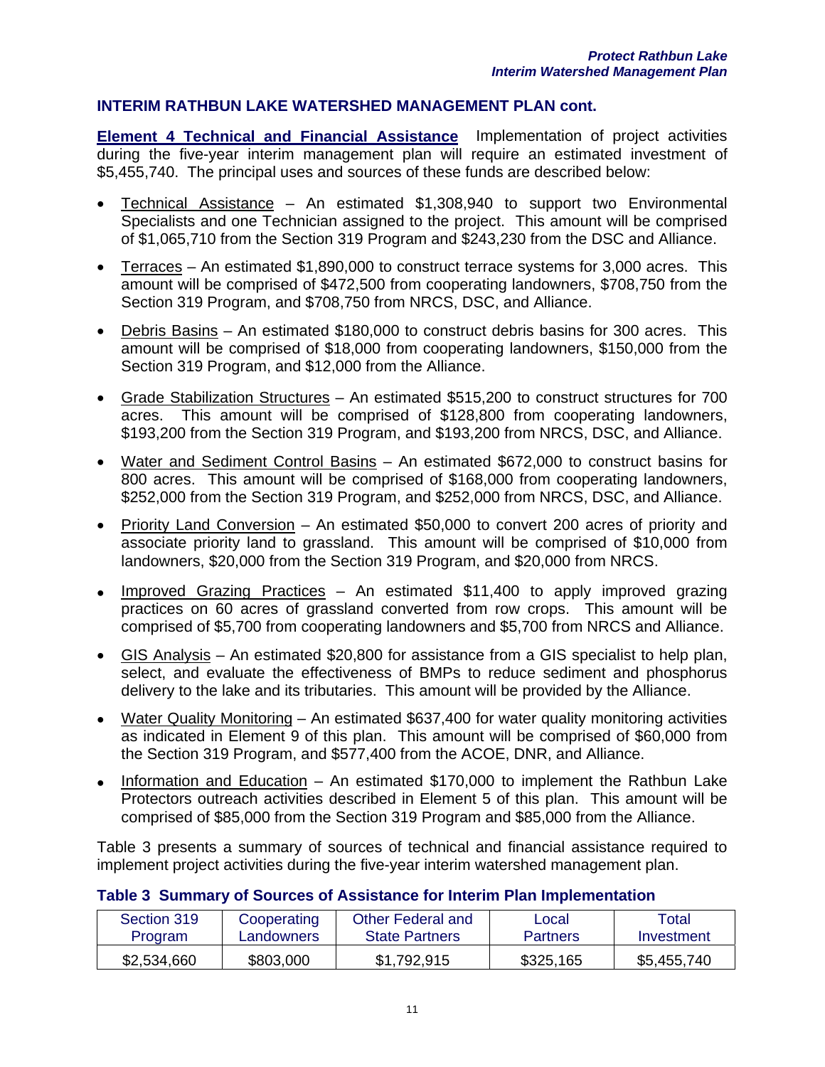## INTERIM RATHBUN LAKE WATERSHED MANAGEMENT PLAN cont.

**Element 4 Technical and Financial Assistance** Implementation of project activities during the five-year interim management plan will require an estimated investment of $5,455,740. The principal uses and sources of these funds are described below:

- Technical Assistance – An estimated $1,308,940 to support two Environmental Specialists and one Technician assigned to the project. This amount will be comprised of $1,065,710 from the Section 319 Program and $243,230 from the DSC and Alliance.
- Terraces – An estimated $1,890,000 to construct terrace systems for 3,000 acres. This amount will be comprised of $472,500 from cooperating landowners, $708,750 from the Section 319 Program, and $708,750 from NRCS, DSC, and Alliance.
- Debris Basins – An estimated $180,000 to construct debris basins for 300 acres. This amount will be comprised of $18,000 from cooperating landowners, $150,000 from the Section 319 Program, and $12,000 from the Alliance.
- Grade Stabilization Structures – An estimated $515,200 to construct structures for 700 acres. This amount will be comprised of $128,800 from cooperating landowners, $193,200 from the Section 319 Program, and $193,200 from NRCS, DSC, and Alliance.
- Water and Sediment Control Basins – An estimated $672,000 to construct basins for 800 acres. This amount will be comprised of $168,000 from cooperating landowners, $252,000 from the Section 319 Program, and $252,000 from NRCS, DSC, and Alliance.
- Priority Land Conversion – An estimated $50,000 to convert 200 acres of priority and associate priority land to grassland. This amount will be comprised of $10,000 from landowners, $20,000 from the Section 319 Program, and $20,000 from NRCS.
- Improved Grazing Practices – An estimated $11,400 to apply improved grazing practices on 60 acres of grassland converted from row crops. This amount will be comprised of $5,700 from cooperating landowners and $5,700 from NRCS and Alliance.
- GIS Analysis – An estimated $20,800 for assistance from a GIS specialist to help plan, select, and evaluate the effectiveness of BMPs to reduce sediment and phosphorus delivery to the lake and its tributaries. This amount will be provided by the Alliance.
- Water Quality Monitoring – An estimated $637,400 for water quality monitoring activities as indicated in Element 9 of this plan. This amount will be comprised of $60,000 from the Section 319 Program, and $577,400 from the ACOE, DNR, and Alliance.
- Information and Education – An estimated $170,000 to implement the Rathbun Lake Protectors outreach activities described in Element 5 of this plan. This amount will be comprised of $85,000 from the Section 319 Program and $85,000 from the Alliance.

Table 3 presents a summary of sources of technical and financial assistance required to implement project activities during the five-year interim watershed management plan.

**Table 3 Summary of Sources of Assistance for Interim Plan Implementation**

| Section 319 Program | Cooperating Landowners | Other Federal and State Partners | Local Partners | Total Investment |
|---|---|---|---|---|
| $2,534,660 | $803,000 | $1,792,915 | $325,165 | $5,455,740 |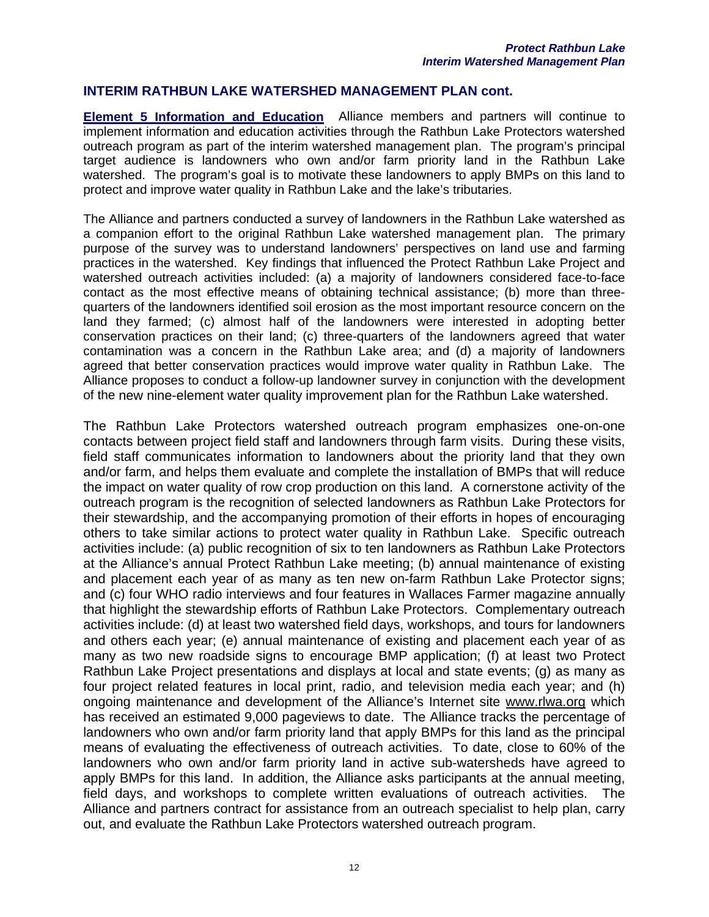## INTERIM RATHBUN LAKE WATERSHED MANAGEMENT PLAN cont.

**Element 5 Information and Education** Alliance members and partners will continue to implement information and education activities through the Rathbun Lake Protectors watershed outreach program as part of the interim watershed management plan. The program's principal target audience is landowners who own and/or farm priority land in the Rathbun Lake watershed. The program's goal is to motivate these landowners to apply BMPs on this land to protect and improve water quality in Rathbun Lake and the lake's tributaries.

The Alliance and partners conducted a survey of landowners in the Rathbun Lake watershed as a companion effort to the original Rathbun Lake watershed management plan. The primary purpose of the survey was to understand landowners' perspectives on land use and farming practices in the watershed. Key findings that influenced the Protect Rathbun Lake Project and watershed outreach activities included: (a) a majority of landowners considered face-to-face contact as the most effective means of obtaining technical assistance; (b) more than three-quarters of the landowners identified soil erosion as the most important resource concern on the land they farmed; (c) almost half of the landowners were interested in adopting better conservation practices on their land; (c) three-quarters of the landowners agreed that water contamination was a concern in the Rathbun Lake area; and (d) a majority of landowners agreed that better conservation practices would improve water quality in Rathbun Lake. The Alliance proposes to conduct a follow-up landowner survey in conjunction with the development of the new nine-element water quality improvement plan for the Rathbun Lake watershed.

The Rathbun Lake Protectors watershed outreach program emphasizes one-on-one contacts between project field staff and landowners through farm visits. During these visits, field staff communicates information to landowners about the priority land that they own and/or farm, and helps them evaluate and complete the installation of BMPs that will reduce the impact on water quality of row crop production on this land. A cornerstone activity of the outreach program is the recognition of selected landowners as Rathbun Lake Protectors for their stewardship, and the accompanying promotion of their efforts in hopes of encouraging others to take similar actions to protect water quality in Rathbun Lake. Specific outreach activities include: (a) public recognition of six to ten landowners as Rathbun Lake Protectors at the Alliance's annual Protect Rathbun Lake meeting; (b) annual maintenance of existing and placement each year of as many as ten new on-farm Rathbun Lake Protector signs; and (c) four WHO radio interviews and four features in Wallaces Farmer magazine annually that highlight the stewardship efforts of Rathbun Lake Protectors. Complementary outreach activities include: (d) at least two watershed field days, workshops, and tours for landowners and others each year; (e) annual maintenance of existing and placement each year of as many as two new roadside signs to encourage BMP application; (f) at least two Protect Rathbun Lake Project presentations and displays at local and state events; (g) as many as four project related features in local print, radio, and television media each year; and (h) ongoing maintenance and development of the Alliance's Internet site www.rlwa.org which has received an estimated 9,000 pageviews to date. The Alliance tracks the percentage of landowners who own and/or farm priority land that apply BMPs for this land as the principal means of evaluating the effectiveness of outreach activities. To date, close to 60% of the landowners who own and/or farm priority land in active sub-watersheds have agreed to apply BMPs for this land. In addition, the Alliance asks participants at the annual meeting, field days, and workshops to complete written evaluations of outreach activities. The Alliance and partners contract for assistance from an outreach specialist to help plan, carry out, and evaluate the Rathbun Lake Protectors watershed outreach program.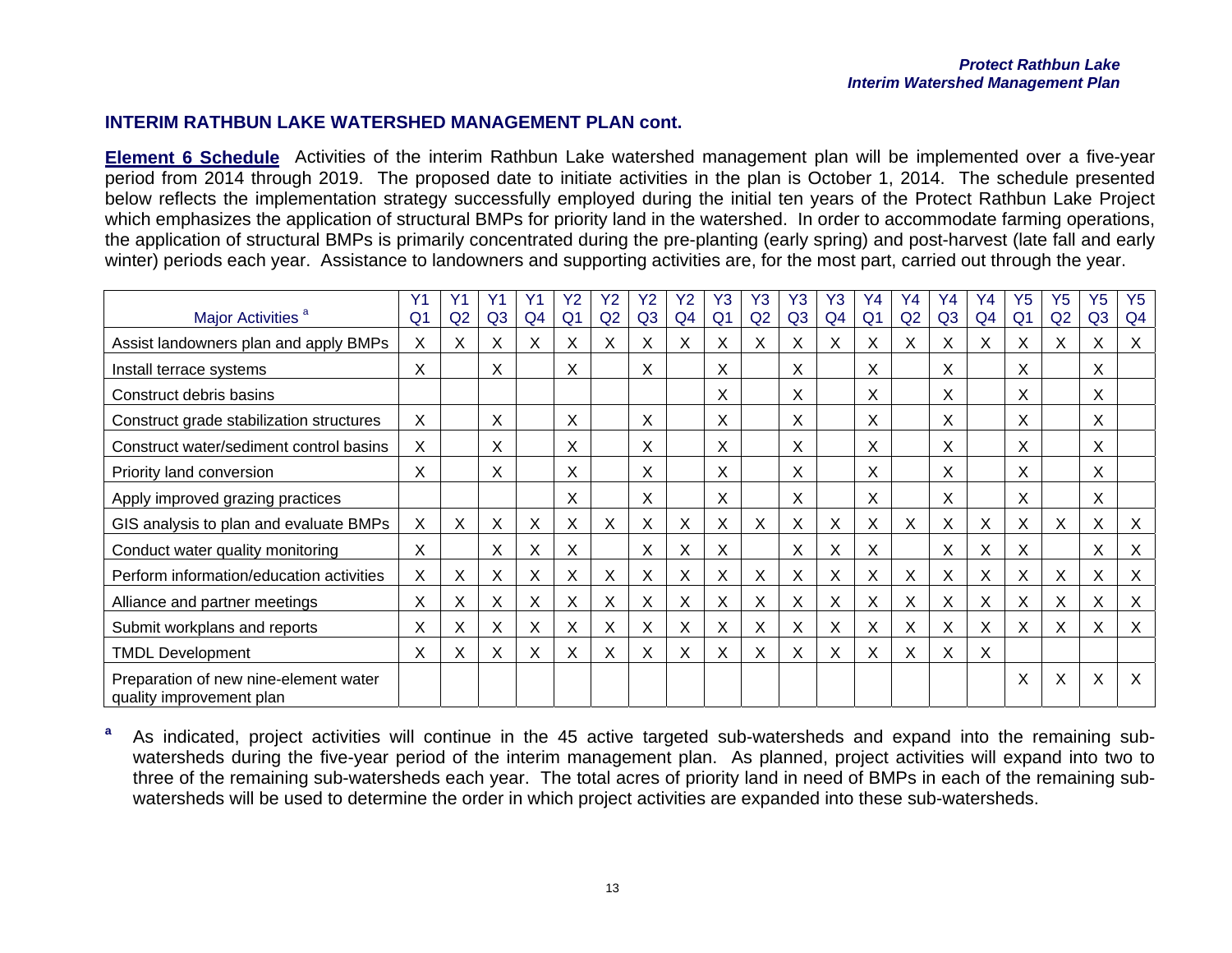## INTERIM RATHBUN LAKE WATERSHED MANAGEMENT PLAN cont.

**Element 6 Schedule** Activities of the interim Rathbun Lake watershed management plan will be implemented over a five-year period from 2014 through 2019. The proposed date to initiate activities in the plan is October 1, 2014. The schedule presented below reflects the implementation strategy successfully employed during the initial ten years of the Protect Rathbun Lake Project which emphasizes the application of structural BMPs for priority land in the watershed. In order to accommodate farming operations, the application of structural BMPs is primarily concentrated during the pre-planting (early spring) and post-harvest (late fall and early winter) periods each year. Assistance to landowners and supporting activities are, for the most part, carried out through the year.

| Major Activities [a] | Y1 Q1 | Y1 Q2 | Y1 Q3 | Y1 Q4 | Y2 Q1 | Y2 Q2 | Y2 Q3 | Y2 Q4 | Y3 Q1 | Y3 Q2 | Y3 Q3 | Y3 Q4 | Y4 Q1 | Y4 Q2 | Y4 Q3 | Y4 Q4 | Y5 Q1 | Y5 Q2 | Y5 Q3 | Y5 Q4 |
|---|---|---|---|---|---|---|---|---|---|---|---|---|---|---|---|---|---|---|---|---|
| Assist landowners plan and apply BMPs | X | X | X | X | X | X | X | X | X | X | X | X | X | X | X | X | X | X | X | X |
| Install terrace systems | X | | X | | X | | X | | X | | X | | X | | X | | X | | X | |
| Construct debris basins | | | | | | | | | X | | X | | X | | X | | X | | X | |
| Construct grade stabilization structures | X | | X | | X | | X | | X | | X | | X | | X | | X | | X | |
| Construct water/sediment control basins | X | | X | | X | | X | | X | | X | | X | | X | | X | | X | |
| Priority land conversion | X | | X | | X | | X | | X | | X | | X | | X | | X | | X | |
| Apply improved grazing practices | | | | | X | | X | | X | | X | | X | | X | | X | | X | |
| GIS analysis to plan and evaluate BMPs | X | X | X | X | X | X | X | X | X | X | X | X | X | X | X | X | X | X | X | X |
| Conduct water quality monitoring | X | | X | X | X | | X | X | X | | X | X | X | | X | X | X | | X | X |
| Perform information/education activities | X | X | X | X | X | X | X | X | X | X | X | X | X | X | X | X | X | X | X | X |
| Alliance and partner meetings | X | X | X | X | X | X | X | X | X | X | X | X | X | X | X | X | X | X | X | X |
| Submit workplans and reports | X | X | X | X | X | X | X | X | X | X | X | X | X | X | X | X | X | X | X | X |
| TMDL Development | X | X | X | X | X | X | X | X | X | X | X | X | X | X | X | X | | | | |
| Preparation of new nine-element water quality improvement plan | | | | | | | | | | | | | | | | | X | X | X | X |

[a] As indicated, project activities will continue in the 45 active targeted sub-watersheds and expand into the remaining sub-watersheds during the five-year period of the interim management plan. As planned, project activities will expand into two to three of the remaining sub-watersheds each year. The total acres of priority land in need of BMPs in each of the remaining sub-watersheds will be used to determine the order in which project activities are expanded into these sub-watersheds.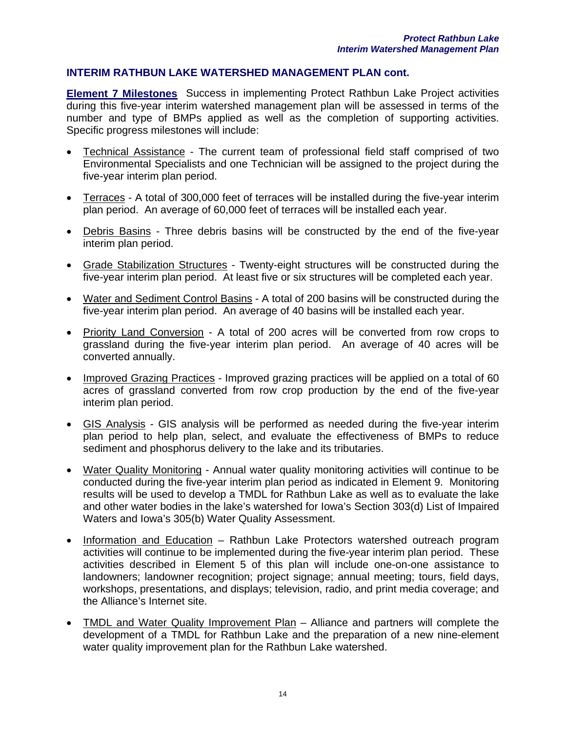## INTERIM RATHBUN LAKE WATERSHED MANAGEMENT PLAN cont.

**Element 7 Milestones** Success in implementing Protect Rathbun Lake Project activities during this five-year interim watershed management plan will be assessed in terms of the number and type of BMPs applied as well as the completion of supporting activities. Specific progress milestones will include:

- Technical Assistance - The current team of professional field staff comprised of two Environmental Specialists and one Technician will be assigned to the project during the five-year interim plan period.
- Terraces - A total of 300,000 feet of terraces will be installed during the five-year interim plan period. An average of 60,000 feet of terraces will be installed each year.
- Debris Basins - Three debris basins will be constructed by the end of the five-year interim plan period.
- Grade Stabilization Structures - Twenty-eight structures will be constructed during the five-year interim plan period. At least five or six structures will be completed each year.
- Water and Sediment Control Basins - A total of 200 basins will be constructed during the five-year interim plan period. An average of 40 basins will be installed each year.
- Priority Land Conversion - A total of 200 acres will be converted from row crops to grassland during the five-year interim plan period. An average of 40 acres will be converted annually.
- Improved Grazing Practices - Improved grazing practices will be applied on a total of 60 acres of grassland converted from row crop production by the end of the five-year interim plan period.
- GIS Analysis - GIS analysis will be performed as needed during the five-year interim plan period to help plan, select, and evaluate the effectiveness of BMPs to reduce sediment and phosphorus delivery to the lake and its tributaries.
- Water Quality Monitoring - Annual water quality monitoring activities will continue to be conducted during the five-year interim plan period as indicated in Element 9. Monitoring results will be used to develop a TMDL for Rathbun Lake as well as to evaluate the lake and other water bodies in the lake's watershed for Iowa's Section 303(d) List of Impaired Waters and Iowa's 305(b) Water Quality Assessment.
- Information and Education – Rathbun Lake Protectors watershed outreach program activities will continue to be implemented during the five-year interim plan period. These activities described in Element 5 of this plan will include one-on-one assistance to landowners; landowner recognition; project signage; annual meeting; tours, field days, workshops, presentations, and displays; television, radio, and print media coverage; and the Alliance's Internet site.
- TMDL and Water Quality Improvement Plan – Alliance and partners will complete the development of a TMDL for Rathbun Lake and the preparation of a new nine-element water quality improvement plan for the Rathbun Lake watershed.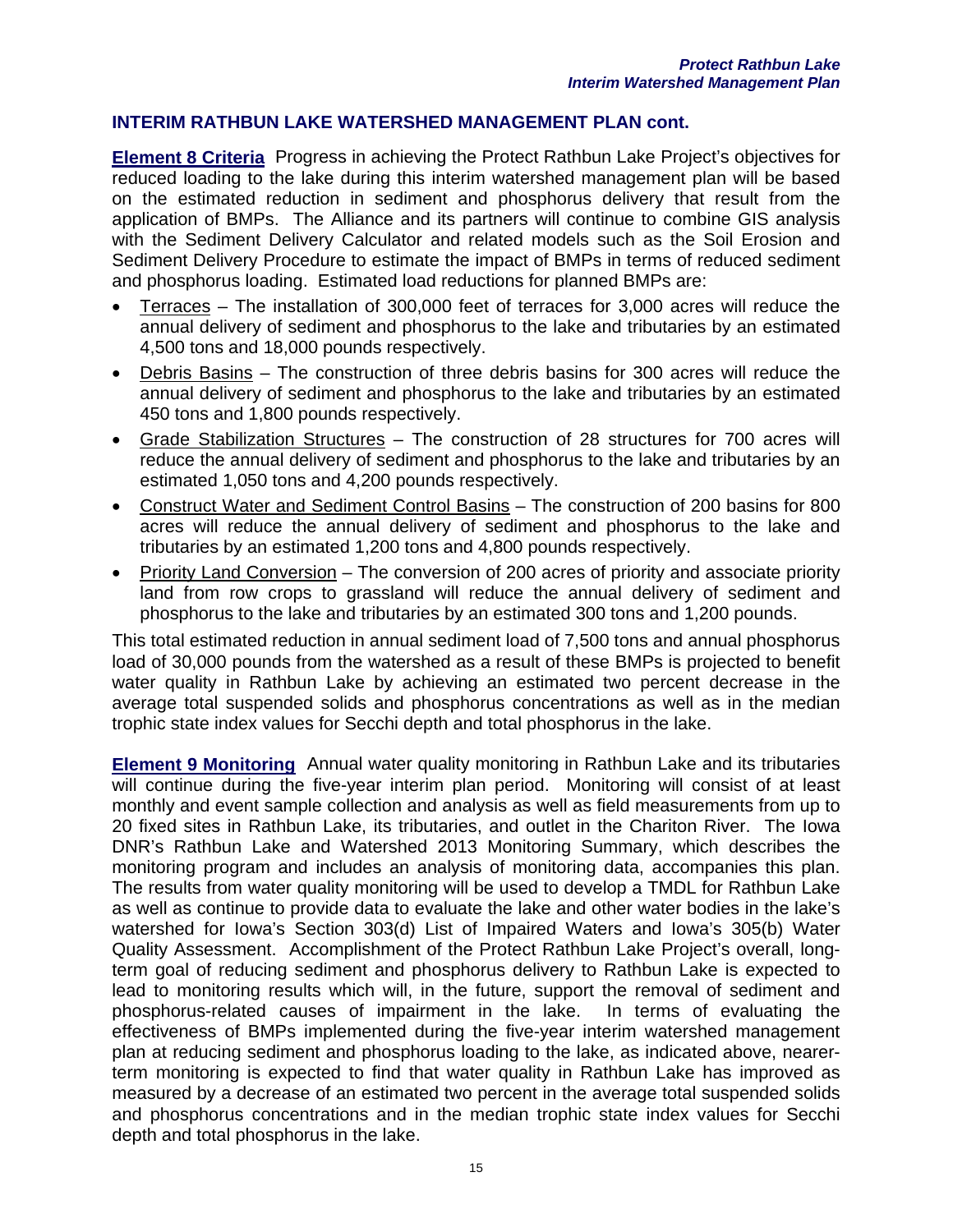## INTERIM RATHBUN LAKE WATERSHED MANAGEMENT PLAN cont.

**Element 8 Criteria** Progress in achieving the Protect Rathbun Lake Project's objectives for reduced loading to the lake during this interim watershed management plan will be based on the estimated reduction in sediment and phosphorus delivery that result from the application of BMPs. The Alliance and its partners will continue to combine GIS analysis with the Sediment Delivery Calculator and related models such as the Soil Erosion and Sediment Delivery Procedure to estimate the impact of BMPs in terms of reduced sediment and phosphorus loading. Estimated load reductions for planned BMPs are:

- Terraces – The installation of 300,000 feet of terraces for 3,000 acres will reduce the annual delivery of sediment and phosphorus to the lake and tributaries by an estimated 4,500 tons and 18,000 pounds respectively.
- Debris Basins – The construction of three debris basins for 300 acres will reduce the annual delivery of sediment and phosphorus to the lake and tributaries by an estimated 450 tons and 1,800 pounds respectively.
- Grade Stabilization Structures – The construction of 28 structures for 700 acres will reduce the annual delivery of sediment and phosphorus to the lake and tributaries by an estimated 1,050 tons and 4,200 pounds respectively.
- Construct Water and Sediment Control Basins – The construction of 200 basins for 800 acres will reduce the annual delivery of sediment and phosphorus to the lake and tributaries by an estimated 1,200 tons and 4,800 pounds respectively.
- Priority Land Conversion – The conversion of 200 acres of priority and associate priority land from row crops to grassland will reduce the annual delivery of sediment and phosphorus to the lake and tributaries by an estimated 300 tons and 1,200 pounds.

This total estimated reduction in annual sediment load of 7,500 tons and annual phosphorus load of 30,000 pounds from the watershed as a result of these BMPs is projected to benefit water quality in Rathbun Lake by achieving an estimated two percent decrease in the average total suspended solids and phosphorus concentrations as well as in the median trophic state index values for Secchi depth and total phosphorus in the lake.

**Element 9 Monitoring** Annual water quality monitoring in Rathbun Lake and its tributaries will continue during the five-year interim plan period. Monitoring will consist of at least monthly and event sample collection and analysis as well as field measurements from up to 20 fixed sites in Rathbun Lake, its tributaries, and outlet in the Chariton River. The Iowa DNR's Rathbun Lake and Watershed 2013 Monitoring Summary, which describes the monitoring program and includes an analysis of monitoring data, accompanies this plan. The results from water quality monitoring will be used to develop a TMDL for Rathbun Lake as well as continue to provide data to evaluate the lake and other water bodies in the lake's watershed for Iowa's Section 303(d) List of Impaired Waters and Iowa's 305(b) Water Quality Assessment. Accomplishment of the Protect Rathbun Lake Project's overall, long-term goal of reducing sediment and phosphorus delivery to Rathbun Lake is expected to lead to monitoring results which will, in the future, support the removal of sediment and phosphorus-related causes of impairment in the lake. In terms of evaluating the effectiveness of BMPs implemented during the five-year interim watershed management plan at reducing sediment and phosphorus loading to the lake, as indicated above, nearer-term monitoring is expected to find that water quality in Rathbun Lake has improved as measured by a decrease of an estimated two percent in the average total suspended solids and phosphorus concentrations and in the median trophic state index values for Secchi depth and total phosphorus in the lake.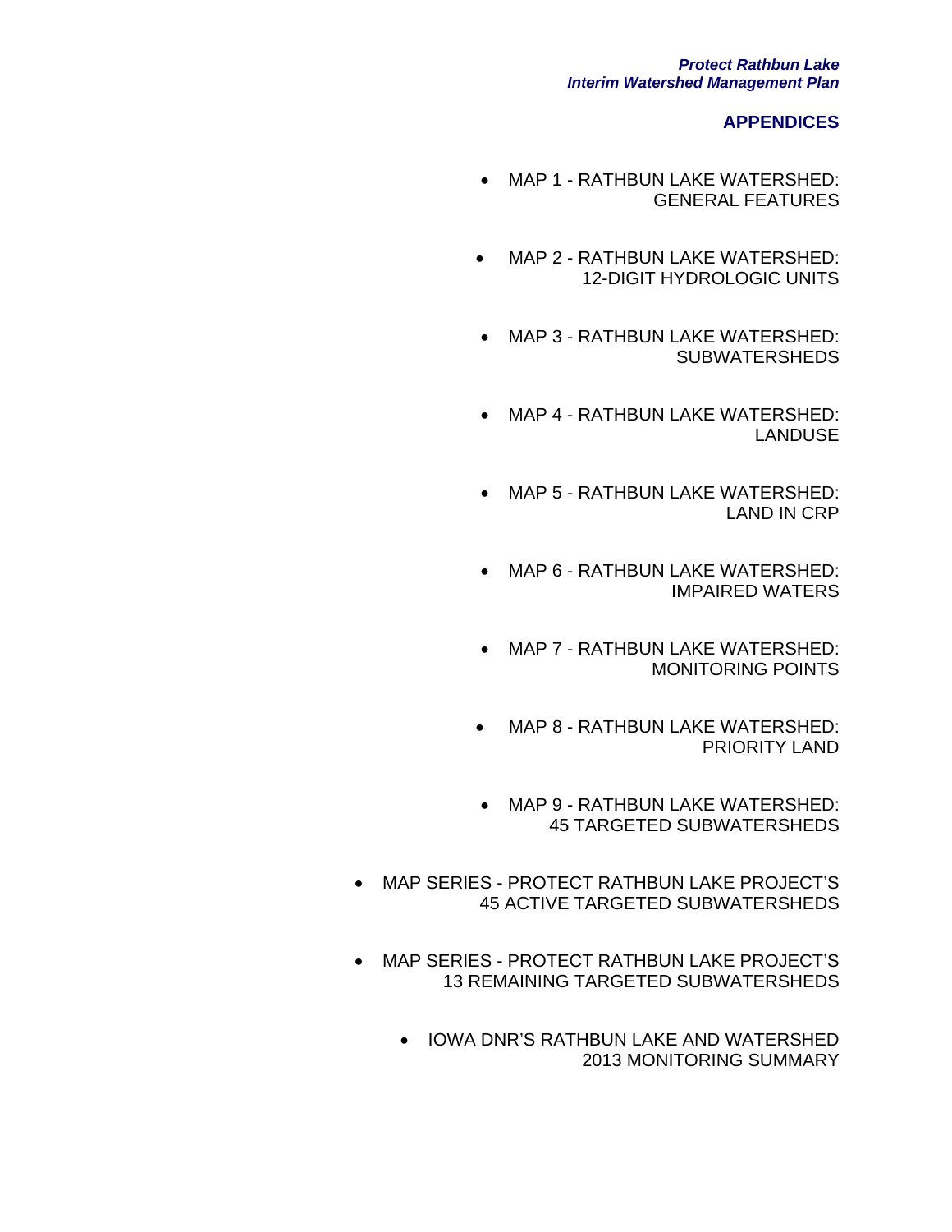## APPENDICES

- MAP 1 - RATHBUN LAKE WATERSHED: GENERAL FEATURES
- MAP 2 - RATHBUN LAKE WATERSHED: 12-DIGIT HYDROLOGIC UNITS
- MAP 3 - RATHBUN LAKE WATERSHED: SUBWATERSHEDS
- MAP 4 - RATHBUN LAKE WATERSHED: LANDUSE
- MAP 5 - RATHBUN LAKE WATERSHED: LAND IN CRP
- MAP 6 - RATHBUN LAKE WATERSHED: IMPAIRED WATERS
- MAP 7 - RATHBUN LAKE WATERSHED: MONITORING POINTS
- MAP 8 - RATHBUN LAKE WATERSHED: PRIORITY LAND
- MAP 9 - RATHBUN LAKE WATERSHED: 45 TARGETED SUBWATERSHEDS
- MAP SERIES - PROTECT RATHBUN LAKE PROJECT'S 45 ACTIVE TARGETED SUBWATERSHEDS
- MAP SERIES - PROTECT RATHBUN LAKE PROJECT'S 13 REMAINING TARGETED SUBWATERSHEDS
- IOWA DNR'S RATHBUN LAKE AND WATERSHED 2013 MONITORING SUMMARY